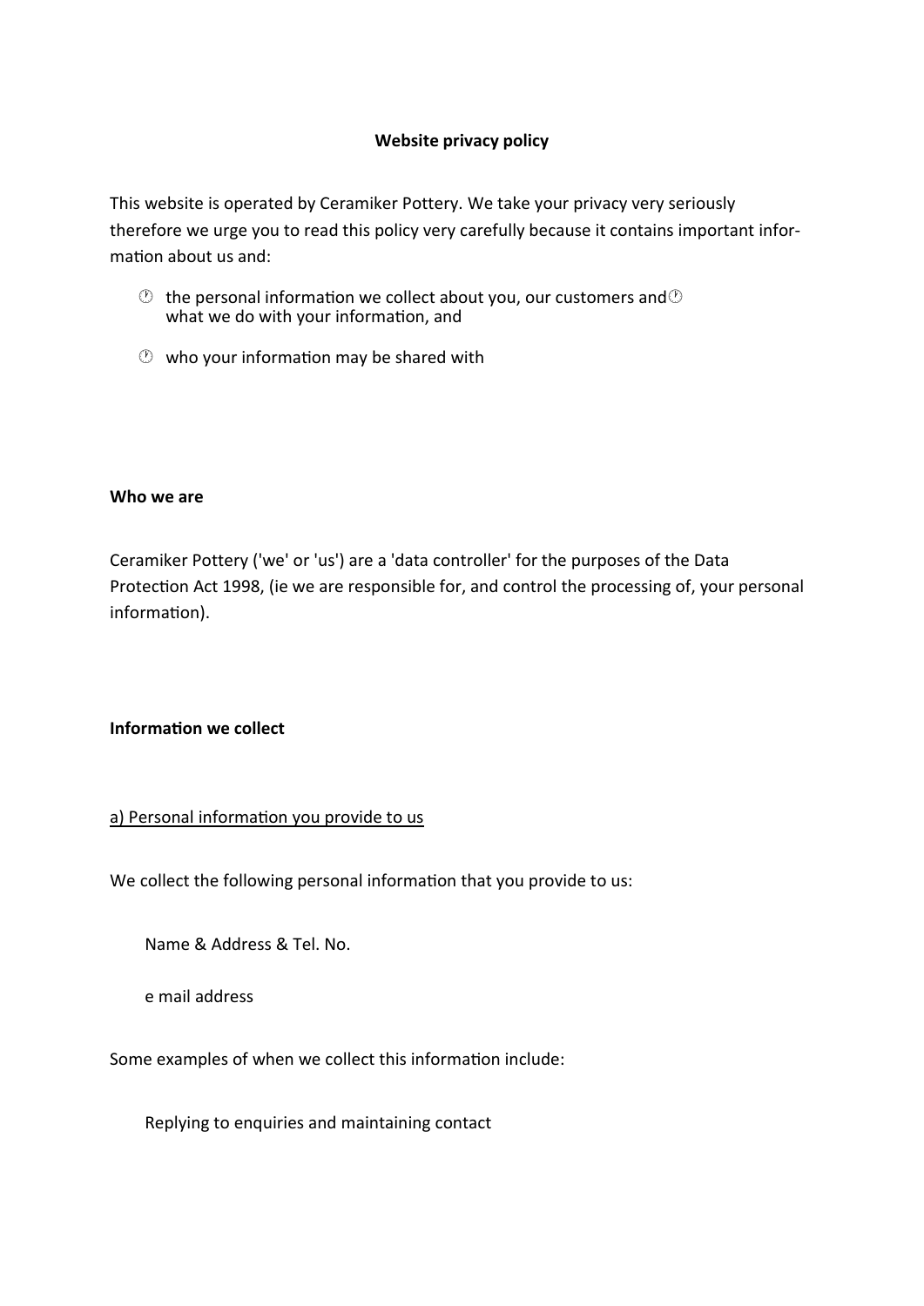**Website privacy policy**

This website is operated by Ceramiker Pottery. We take your privacy very seriously therefore we urge you to read this policy very carefully because it contains important information about us and:

- the personal information we collect about you, our customers and what we do with your information, and
- who your information may be shared with

**Who we are**

Ceramiker Pottery ('we' or 'us') are a 'data controller' for the purposes of the Data Protection Act 1998, (ie we are responsible for, and control the processing of, your personal information).

**Information we collect**

a) Personal information you provide to us

We collect the following personal information that you provide to us:

Name & Address & Tel. No.

e mail address

Some examples of when we collect this information include:

Replying to enquiries and maintaining contact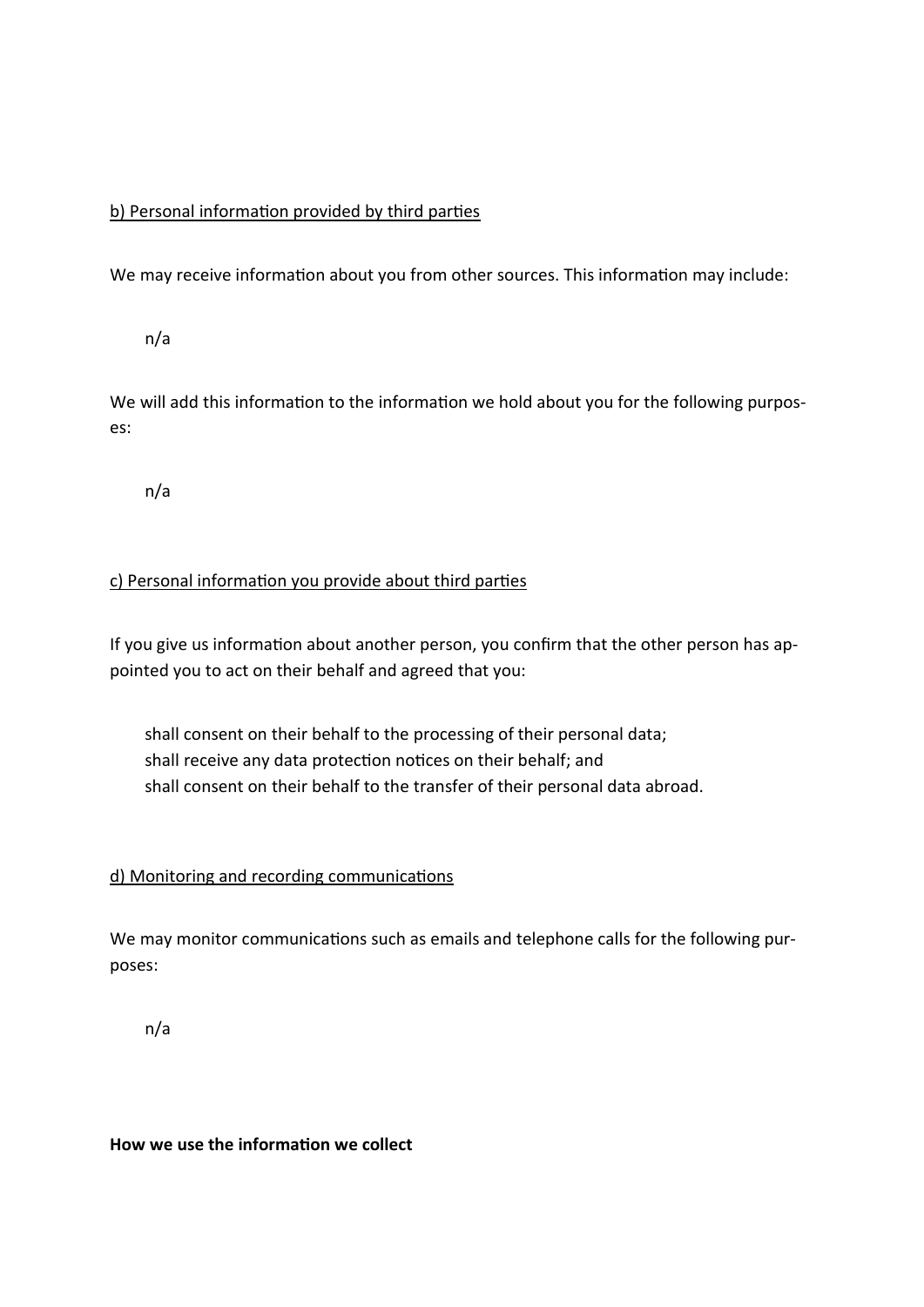b) Personal information provided by third parties

We may receive information about you from other sources. This information may include:

n/a

We will add this information to the information we hold about you for the following purposes:

n/a

c) Personal information you provide about third parties

If you give us information about another person, you confirm that the other person has appointed you to act on their behalf and agreed that you:

- shall consent on their behalf to the processing of their personal data;
- shall receive any data protection notices on their behalf; and
- shall consent on their behalf to the transfer of their personal data abroad.

d) Monitoring and recording communications

We may monitor communications such as emails and telephone calls for the following purposes:

n/a

**How we use the information we collect**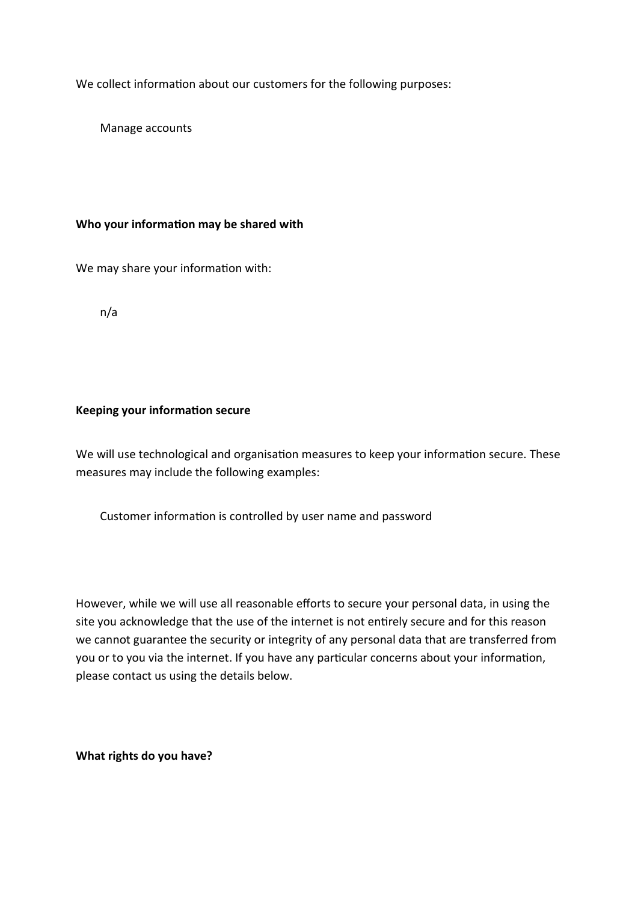We collect information about our customers for the following purposes:

Manage accounts

**Who your information may be shared with**

We may share your information with:

n/a

**Keeping your information secure**

We will use technological and organisation measures to keep your information secure. These measures may include the following examples:

Customer information is controlled by user name and password

However, while we will use all reasonable efforts to secure your personal data, in using the site you acknowledge that the use of the internet is not entirely secure and for this reason we cannot guarantee the security or integrity of any personal data that are transferred from you or to you via the internet. If you have any particular concerns about your information, please contact us using the details below.

**What rights do you have?**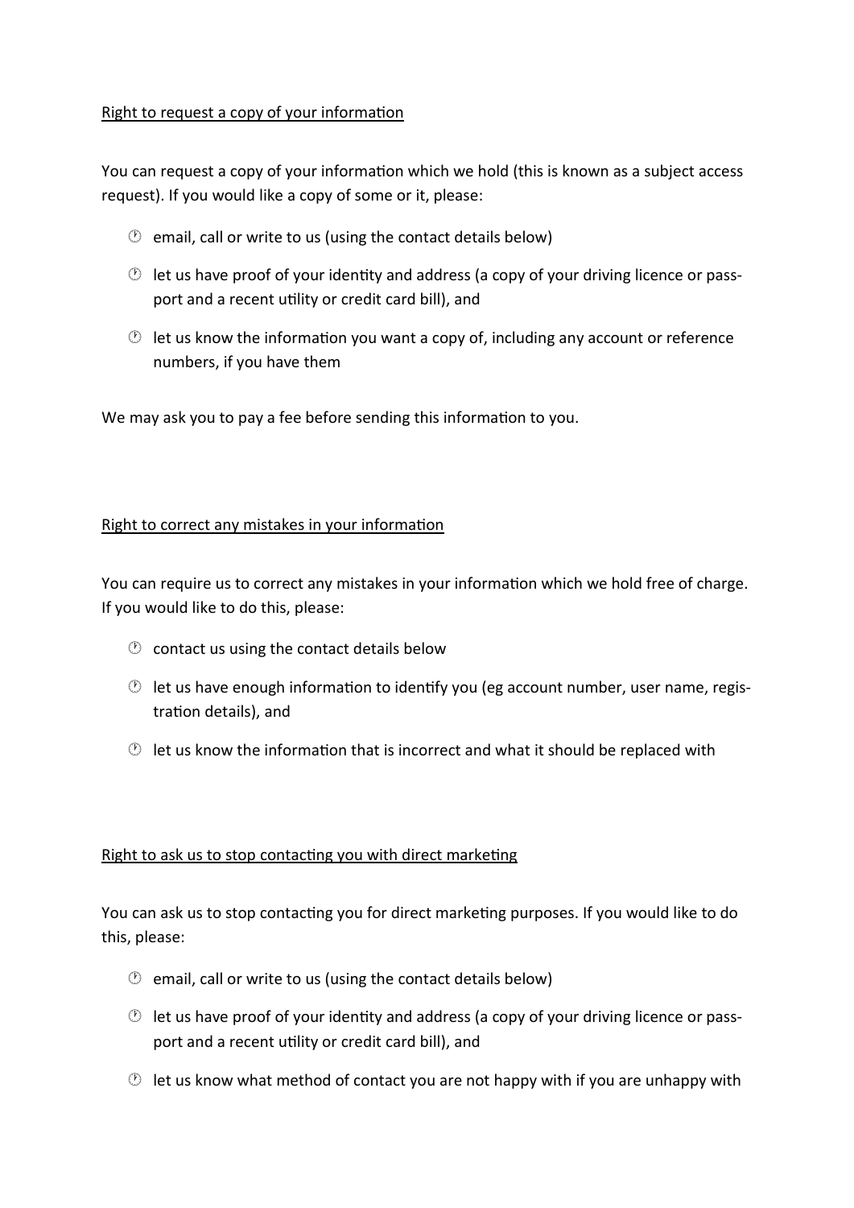Right to request a copy of your information

You can request a copy of your information which we hold (this is known as a subject access request). If you would like a copy of some or it, please:

- email, call or write to us (using the contact details below)
- let us have proof of your identity and address (a copy of your driving licence or passport and a recent utility or credit card bill), and
- let us know the information you want a copy of, including any account or reference numbers, if you have them

We may ask you to pay a fee before sending this information to you.

Right to correct any mistakes in your information

You can require us to correct any mistakes in your information which we hold free of charge. If you would like to do this, please:

- contact us using the contact details below
- let us have enough information to identify you (eg account number, user name, registration details), and
- let us know the information that is incorrect and what it should be replaced with

Right to ask us to stop contacting you with direct marketing

You can ask us to stop contacting you for direct marketing purposes. If you would like to do this, please:

- email, call or write to us (using the contact details below)
- let us have proof of your identity and address (a copy of your driving licence or passport and a recent utility or credit card bill), and
- let us know what method of contact you are not happy with if you are unhappy with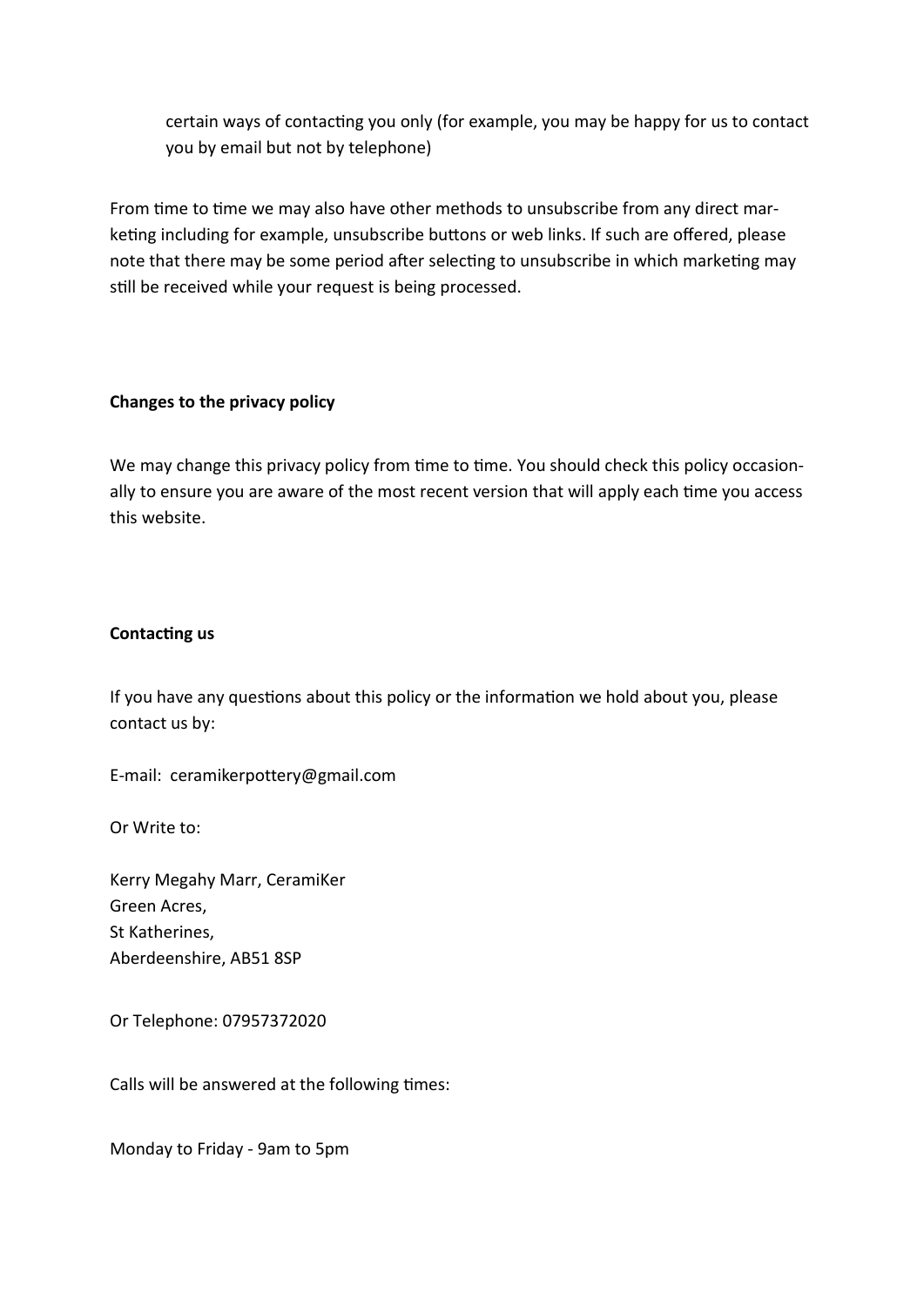certain ways of contacting you only (for example, you may be happy for us to contact you by email but not by telephone)

From time to time we may also have other methods to unsubscribe from any direct marketing including for example, unsubscribe buttons or web links. If such are offered, please note that there may be some period after selecting to unsubscribe in which marketing may still be received while your request is being processed.

**Changes to the privacy policy**

We may change this privacy policy from time to time. You should check this policy occasionally to ensure you are aware of the most recent version that will apply each time you access this website.

**Contacting us**

If you have any questions about this policy or the information we hold about you, please contact us by:

E-mail: ceramikerpottery@gmail.com

Or Write to:

Kerry Megahy Marr, CeramiKer
Green Acres,
St Katherines,
Aberdeenshire, AB51 8SP

Or Telephone: 07957372020

Calls will be answered at the following times:

Monday to Friday - 9am to 5pm